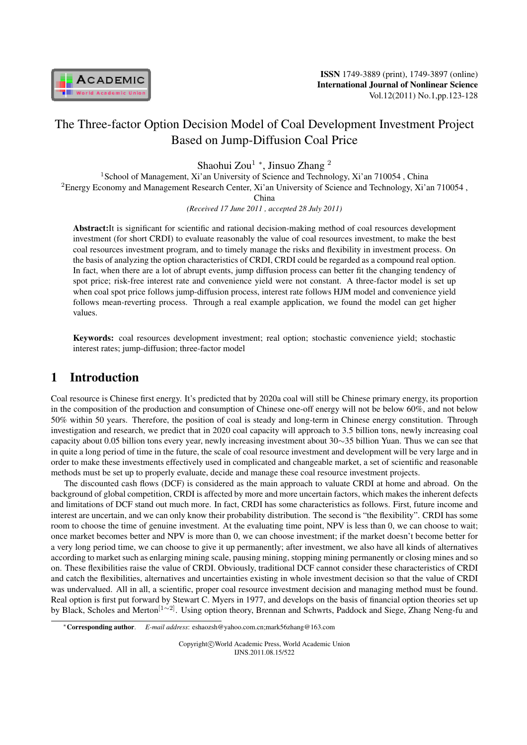# The Three-factor Option Decision Model of Coal Development Investment Project Based on Jump-Diffusion Coal Price

Shaohui Zou[1] *, Jinsuo Zhang [2]

[1]School of Management, Xi'an University of Science and Technology, Xi'an 710054 , China

[2]Energy Economy and Management Research Center, Xi'an University of Science and Technology, Xi'an 710054 , China

*(Received 17 June 2011 , accepted 28 July 2011)*

**Abstract:**It is significant for scientific and rational decision-making method of coal resources development investment (for short CRDI) to evaluate reasonably the value of coal resources investment, to make the best coal resources investment program, and to timely manage the risks and flexibility in investment process. On the basis of analyzing the option characteristics of CRDI, CRDI could be regarded as a compound real option. In fact, when there are a lot of abrupt events, jump diffusion process can better fit the changing tendency of spot price; risk-free interest rate and convenience yield were not constant. A three-factor model is set up when coal spot price follows jump-diffusion process, interest rate follows HJM model and convenience yield follows mean-reverting process. Through a real example application, we found the model can get higher values.

**Keywords:** coal resources development investment; real option; stochastic convenience yield; stochastic interest rates; jump-diffusion; three-factor model

## 1 Introduction

Coal resource is Chinese first energy. It's predicted that by 2020a coal will still be Chinese primary energy, its proportion in the composition of the production and consumption of Chinese one-off energy will not be below 60%, and not below 50% within 50 years. Therefore, the position of coal is steady and long-term in Chinese energy constitution. Through investigation and research, we predict that in 2020 coal capacity will approach to 3.5 billion tons, newly increasing coal capacity about 0.05 billion tons every year, newly increasing investment about 30∼35 billion Yuan. Thus we can see that in quite a long period of time in the future, the scale of coal resource investment and development will be very large and in order to make these investments effectively used in complicated and changeable market, a set of scientific and reasonable methods must be set up to properly evaluate, decide and manage these coal resource investment projects.

The discounted cash flows (DCF) is considered as the main approach to valuate CRDI at home and abroad. On the background of global competition, CRDI is affected by more and more uncertain factors, which makes the inherent defects and limitations of DCF stand out much more. In fact, CRDI has some characteristics as follows. First, future income and interest are uncertain, and we can only know their probability distribution. The second is "the flexibility". CRDI has some room to choose the time of genuine investment. At the evaluating time point, NPV is less than 0, we can choose to wait; once market becomes better and NPV is more than 0, we can choose investment; if the market doesn't become better for a very long period time, we can choose to give it up permanently; after investment, we also have all kinds of alternatives according to market such as enlarging mining scale, pausing mining, stopping mining permanently or closing mines and so on. These flexibilities raise the value of CRDI. Obviously, traditional DCF cannot consider these characteristics of CRDI and catch the flexibilities, alternatives and uncertainties existing in whole investment decision so that the value of CRDI was undervalued. All in all, a scientific, proper coal resource investment decision and managing method must be found. Real option is first put forward by Stewart C. Myers in 1977, and develops on the basis of financial option theories set up by Black, Scholes and Merton[1∼2]. Using option theory, Brennan and Schwrts, Paddock and Siege, Zhang Neng-fu and

*Corresponding author. *E-mail address*: eshaozsh@yahoo.com.cn;mark56zhang@163.com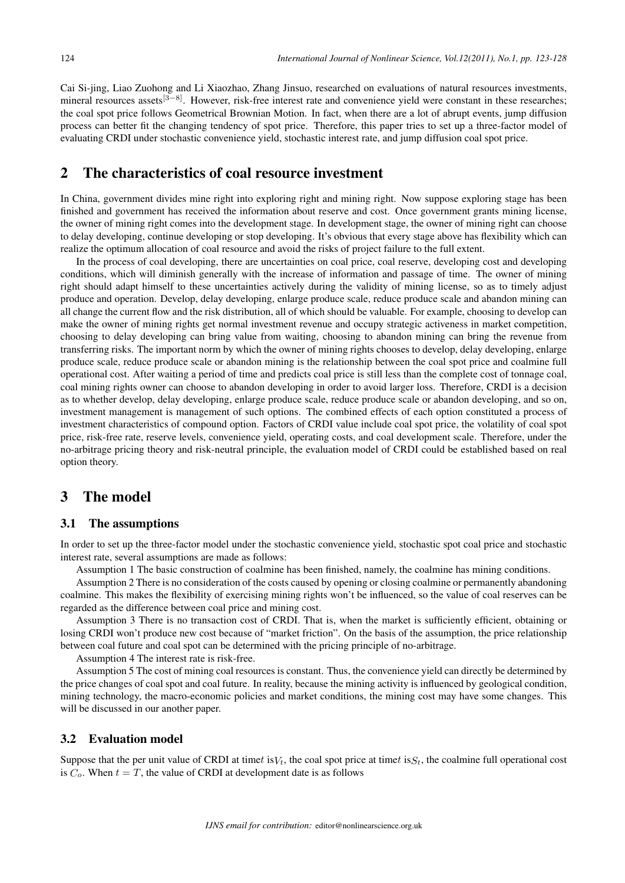Cai Si-jing, Liao Zuohong and Li Xiaozhao, Zhang Jinsuo, researched on evaluations of natural resources investments, mineral resources assets[3−8]. However, risk-free interest rate and convenience yield were constant in these researches; the coal spot price follows Geometrical Brownian Motion. In fact, when there are a lot of abrupt events, jump diffusion process can better fit the changing tendency of spot price. Therefore, this paper tries to set up a three-factor model of evaluating CRDI under stochastic convenience yield, stochastic interest rate, and jump diffusion coal spot price.

## 2 The characteristics of coal resource investment

In China, government divides mine right into exploring right and mining right. Now suppose exploring stage has been finished and government has received the information about reserve and cost. Once government grants mining license, the owner of mining right comes into the development stage. In development stage, the owner of mining right can choose to delay developing, continue developing or stop developing. It's obvious that every stage above has flexibility which can realize the optimum allocation of coal resource and avoid the risks of project failure to the full extent.

In the process of coal developing, there are uncertainties on coal price, coal reserve, developing cost and developing conditions, which will diminish generally with the increase of information and passage of time. The owner of mining right should adapt himself to these uncertainties actively during the validity of mining license, so as to timely adjust produce and operation. Develop, delay developing, enlarge produce scale, reduce produce scale and abandon mining can all change the current flow and the risk distribution, all of which should be valuable. For example, choosing to develop can make the owner of mining rights get normal investment revenue and occupy strategic activeness in market competition, choosing to delay developing can bring value from waiting, choosing to abandon mining can bring the revenue from transferring risks. The important norm by which the owner of mining rights chooses to develop, delay developing, enlarge produce scale, reduce produce scale or abandon mining is the relationship between the coal spot price and coalmine full operational cost. After waiting a period of time and predicts coal price is still less than the complete cost of tonnage coal, coal mining rights owner can choose to abandon developing in order to avoid larger loss. Therefore, CRDI is a decision as to whether develop, delay developing, enlarge produce scale, reduce produce scale or abandon developing, and so on, investment management is management of such options. The combined effects of each option constituted a process of investment characteristics of compound option. Factors of CRDI value include coal spot price, the volatility of coal spot price, risk-free rate, reserve levels, convenience yield, operating costs, and coal development scale. Therefore, under the no-arbitrage pricing theory and risk-neutral principle, the evaluation model of CRDI could be established based on real option theory.

## 3 The model

### 3.1 The assumptions

In order to set up the three-factor model under the stochastic convenience yield, stochastic spot coal price and stochastic interest rate, several assumptions are made as follows:

Assumption 1 The basic construction of coalmine has been finished, namely, the coalmine has mining conditions.

Assumption 2 There is no consideration of the costs caused by opening or closing coalmine or permanently abandoning coalmine. This makes the flexibility of exercising mining rights won't be influenced, so the value of coal reserves can be regarded as the difference between coal price and mining cost.

Assumption 3 There is no transaction cost of CRDI. That is, when the market is sufficiently efficient, obtaining or losing CRDI won't produce new cost because of "market friction". On the basis of the assumption, the price relationship between coal future and coal spot can be determined with the pricing principle of no-arbitrage.

Assumption 4 The interest rate is risk-free.

Assumption 5 The cost of mining coal resources is constant. Thus, the convenience yield can directly be determined by the price changes of coal spot and coal future. In reality, because the mining activity is influenced by geological condition, mining technology, the macro-economic policies and market conditions, the mining cost may have some changes. This will be discussed in our another paper.

### 3.2 Evaluation model

Suppose that the per unit value of CRDI at time $t$ is $V_t$, the coal spot price at time $t$ is $S_t$, the coalmine full operational cost is $C_o$. When $t = T$, the value of CRDI at development date is as follows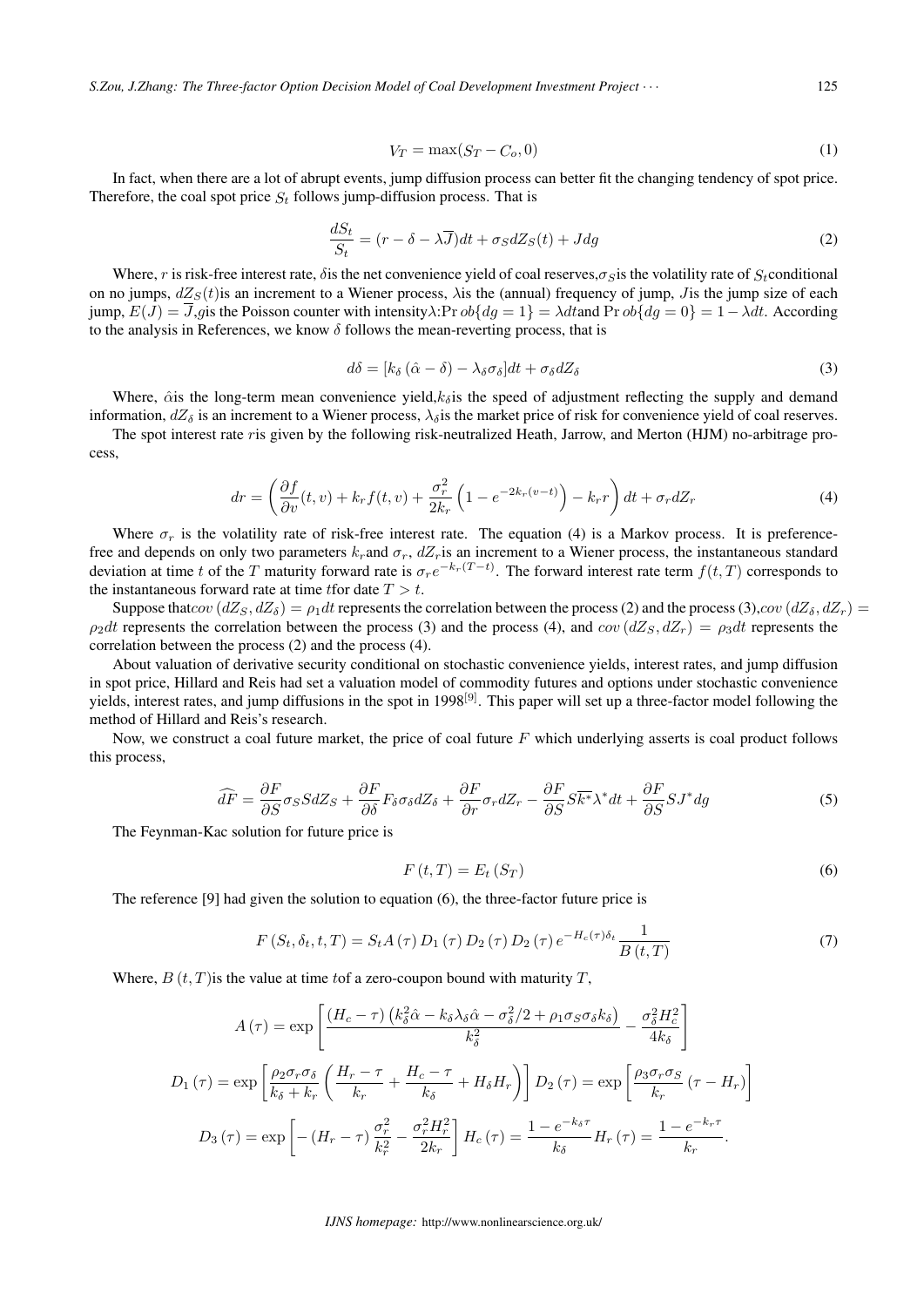$$V_T = \max(S_T - C_o, 0) \tag{1}$$

In fact, when there are a lot of abrupt events, jump diffusion process can better fit the changing tendency of spot price. Therefore, the coal spot price $S_t$ follows jump-diffusion process. That is

$$\frac{dS_t}{S_t} = (r - \delta - \lambda \overline{J})dt + \sigma_S dZ_S(t) + J dg \tag{2}$$

Where, $r$ is risk-free interest rate, $\delta$is the net convenience yield of coal reserves,$\sigma_S$is the volatility rate of $S_t$conditional on no jumps, $dZ_S(t)$is an increment to a Wiener process, $\lambda$is the (annual) frequency of jump, $J$is the jump size of each jump, $E(J) = \overline{J}$,$g$is the Poisson counter with intensity$\lambda$:$\Pr ob\{dg = 1\} = \lambda dt$and $\Pr ob\{dg = 0\} = 1 - \lambda dt$. According to the analysis in References, we know $\delta$ follows the mean-reverting process, that is

$$d\delta = [k_\delta (\hat{\alpha} - \delta) - \lambda_\delta \sigma_\delta]dt + \sigma_\delta dZ_\delta \tag{3}$$

Where, $\hat{\alpha}$is the long-term mean convenience yield,$k_\delta$is the speed of adjustment reflecting the supply and demand information, $dZ_\delta$ is an increment to a Wiener process, $\lambda_\delta$is the market price of risk for convenience yield of coal reserves.

The spot interest rate $r$is given by the following risk-neutralized Heath, Jarrow, and Merton (HJM) no-arbitrage process,

$$dr = \left(\frac{\partial f}{\partial v}(t, v) + k_r f(t, v) + \frac{\sigma_r^2}{2k_r}\left(1 - e^{-2k_r(v-t)}\right) - k_r r\right)dt + \sigma_r dZ_r \tag{4}$$

Where $\sigma_r$ is the volatility rate of risk-free interest rate. The equation (4) is a Markov process. It is preference-free and depends on only two parameters $k_r$and $\sigma_r$, $dZ_r$is an increment to a Wiener process, the instantaneous standard deviation at time $t$ of the $T$ maturity forward rate is $\sigma_r e^{-k_r(T-t)}$. The forward interest rate term $f(t, T)$ corresponds to the instantaneous forward rate at time $t$for date $T > t$.

Suppose that$cov\left(dZ_S, dZ_\delta\right) = \rho_1 dt$ represents the correlation between the process (2) and the process (3),$cov\left(dZ_\delta, dZ_r\right) = \rho_2 dt$ represents the correlation between the process (3) and the process (4), and $cov\left(dZ_S, dZ_r\right) = \rho_3 dt$ represents the correlation between the process (2) and the process (4).

About valuation of derivative security conditional on stochastic convenience yields, interest rates, and jump diffusion in spot price, Hillard and Reis had set a valuation model of commodity futures and options under stochastic convenience yields, interest rates, and jump diffusions in the spot in 1998[9]. This paper will set up a three-factor model following the method of Hillard and Reis's research.

Now, we construct a coal future market, the price of coal future $F$ which underlying asserts is coal product follows this process,

$$\widehat{dF} = \frac{\partial F}{\partial S}\sigma_S S dZ_S + \frac{\partial F}{\partial \delta}F_\delta \sigma_\delta dZ_\delta + \frac{\partial F}{\partial r}\sigma_r dZ_r - \frac{\partial F}{\partial S}S\overline{k^*}\lambda^* dt + \frac{\partial F}{\partial S}SJ^* dg \tag{5}$$

The Feynman-Kac solution for future price is

$$F\left(t, T\right) = E_t\left(S_T\right) \tag{6}$$

The reference [9] had given the solution to equation (6), the three-factor future price is

$$F\left(S_t, \delta_t, t, T\right) = S_t A\left(\tau\right) D_1\left(\tau\right) D_2\left(\tau\right) D_2\left(\tau\right) e^{-H_c(\tau)\delta_t} \frac{1}{B\left(t, T\right)} \tag{7}$$

Where, $B\left(t, T\right)$is the value at time $t$of a zero-coupon bound with maturity $T$,

$$A\left(\tau\right) = \exp\left[\frac{\left(H_c - \tau\right)\left(k_\delta^2 \hat{\alpha} - k_\delta \lambda_\delta \hat{\alpha} - \sigma_\delta^2/2 + \rho_1 \sigma_S \sigma_\delta k_\delta\right)}{k_\delta^2} - \frac{\sigma_\delta^2 H_c^2}{4k_\delta}\right]$$

$$D_1\left(\tau\right) = \exp\left[\frac{\rho_2 \sigma_r \sigma_\delta}{k_\delta + k_r}\left(\frac{H_r - \tau}{k_r} + \frac{H_c - \tau}{k_\delta} + H_\delta H_r\right)\right] D_2\left(\tau\right) = \exp\left[\frac{\rho_3 \sigma_r \sigma_S}{k_r}\left(\tau - H_r\right)\right]$$

$$D_3\left(\tau\right) = \exp\left[-\left(H_r - \tau\right)\frac{\sigma_r^2}{k_r^2} - \frac{\sigma_r^2 H_r^2}{2k_r}\right] H_c\left(\tau\right) = \frac{1 - e^{-k_\delta \tau}}{k_\delta} H_r\left(\tau\right) = \frac{1 - e^{-k_r \tau}}{k_r}.$$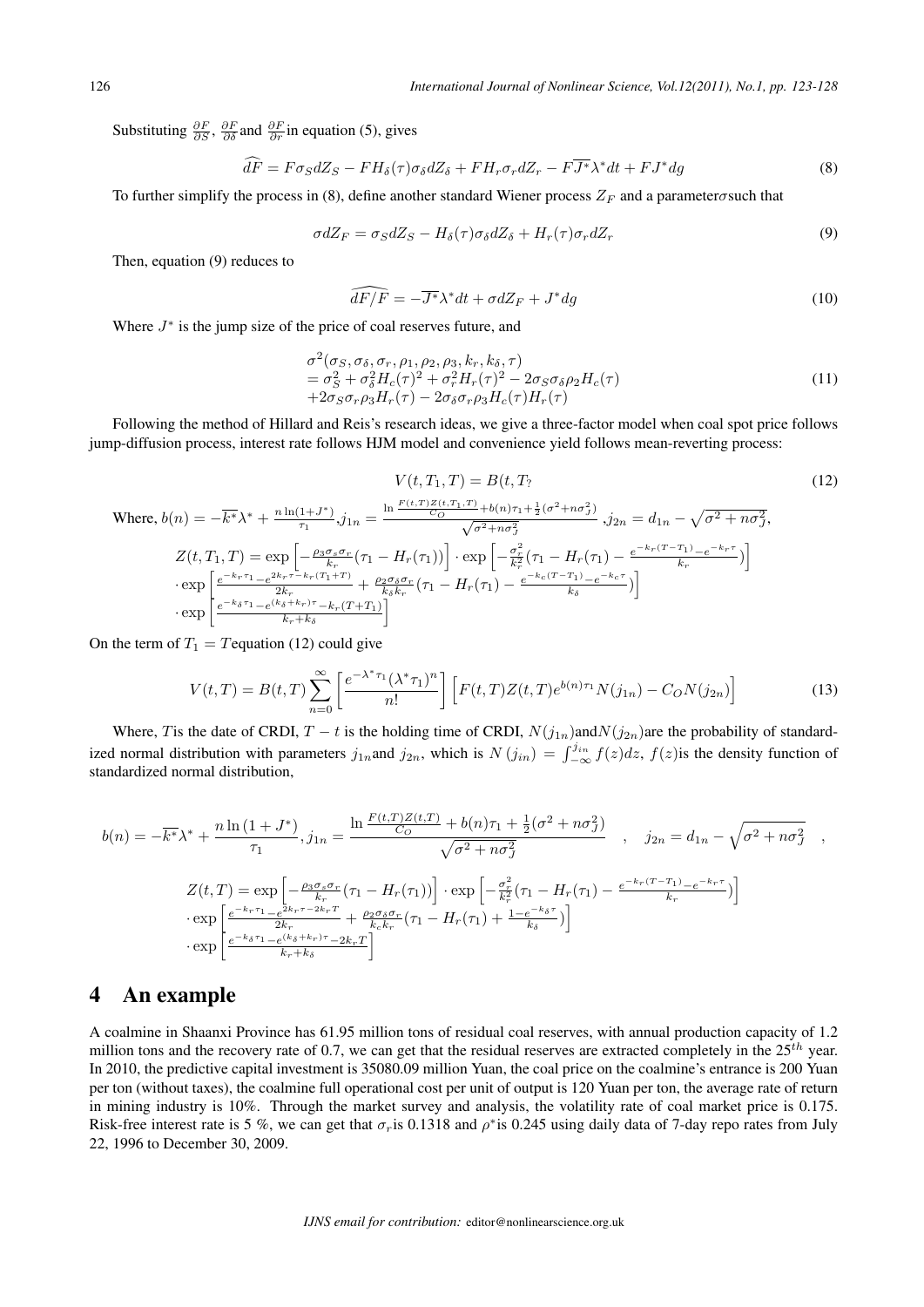Substituting $\frac{\partial F}{\partial S}$, $\frac{\partial F}{\partial \delta}$and $\frac{\partial F}{\partial r}$in equation (5), gives

$$\widehat{dF} = F\sigma_S dZ_S - FH_\delta(\tau)\sigma_\delta dZ_\delta + FH_r\sigma_r dZ_r - F\overline{J^*}\lambda^* dt + FJ^* dg \tag{8}$$

To further simplify the process in (8), define another standard Wiener process $Z_F$ and a parameter$\sigma$such that

$$\sigma dZ_F = \sigma_S dZ_S - H_\delta(\tau)\sigma_\delta dZ_\delta + H_r(\tau)\sigma_r dZ_r \tag{9}$$

Then, equation (9) reduces to

$$\widehat{dF/F} = -\overline{J^*}\lambda^* dt + \sigma dZ_F + J^* dg \tag{10}$$

Where $J^*$ is the jump size of the price of coal reserves future, and

$$\begin{aligned}
&\sigma^2(\sigma_S, \sigma_\delta, \sigma_r, \rho_1, \rho_2, \rho_3, k_r, k_\delta, \tau) \\
&= \sigma_S^2 + \sigma_\delta^2 H_c(\tau)^2 + \sigma_r^2 H_r(\tau)^2 - 2\sigma_S\sigma_\delta\rho_2 H_c(\tau) \\
&+ 2\sigma_S\sigma_r\rho_3 H_r(\tau) - 2\sigma_\delta\sigma_r\rho_3 H_c(\tau)H_r(\tau)
\end{aligned} \tag{11}$$

Following the method of Hillard and Reis's research ideas, we give a three-factor model when coal spot price follows jump-diffusion process, interest rate follows HJM model and convenience yield follows mean-reverting process:

$$V(t, T_1, T) = B(t, T? \tag{12}$$

Where, $b(n) = -\overline{k^*}\lambda^* + \frac{n\ln(1+J^*)}{\tau_1}$,$j_{1n} = \frac{\ln\frac{F(t,T)Z(t,T_1,T)}{C_O} + b(n)\tau_1 + \frac{1}{2}(\sigma^2 + n\sigma_J^2)}{\sqrt{\sigma^2 + n\sigma_J^2}}$ ,$j_{2n} = d_{1n} - \sqrt{\sigma^2 + n\sigma_J^2}$,

$$\begin{aligned}
Z(t, T_1, T) &= \exp\left[-\tfrac{\rho_3\sigma_s\sigma_r}{k_r}(\tau_1 - H_r(\tau_1))\right] \cdot \exp\left[-\tfrac{\sigma_r^2}{k_r^2}(\tau_1 - H_r(\tau_1) - \tfrac{e^{-k_r(T-T_1)} - e^{-k_r\tau}}{k_r})\right] \\
&\cdot \exp\left[\tfrac{e^{-k_r\tau_1} - e^{2k_r\tau - k_r(T_1+T)}}{2k_r} + \tfrac{\rho_2\sigma_\delta\sigma_r}{k_\delta k_r}(\tau_1 - H_r(\tau_1) - \tfrac{e^{-k_c(T-T_1)} - e^{-k_c\tau}}{k_\delta})\right] \\
&\cdot \exp\left[\tfrac{e^{-k_\delta\tau_1} - e^{(k_\delta+k_r)\tau} - k_r(T+T_1)}{k_r + k_\delta}\right]
\end{aligned}$$

On the term of $T_1 = T$equation (12) could give

$$V(t,T) = B(t,T)\sum_{n=0}^{\infty}\left[\frac{e^{-\lambda^*\tau_1}(\lambda^*\tau_1)^n}{n!}\right]\left[F(t,T)Z(t,T)e^{b(n)\tau_1}N(j_{1n}) - C_O N(j_{2n})\right] \tag{13}$$

Where, $T$is the date of CRDI, $T - t$ is the holding time of CRDI, $N(j_{1n})$and$N(j_{2n})$are the probability of standardized normal distribution with parameters $j_{1n}$and $j_{2n}$, which is $N(j_{in}) = \int_{-\infty}^{j_{in}} f(z)dz$, $f(z)$is the density function of standardized normal distribution,

$$b(n) = -\overline{k^*}\lambda^* + \frac{n\ln(1+J^*)}{\tau_1}, j_{1n} = \frac{\ln\frac{F(t,T)Z(t,T)}{C_O} + b(n)\tau_1 + \frac{1}{2}(\sigma^2 + n\sigma_J^2)}{\sqrt{\sigma^2 + n\sigma_J^2}} \quad , \quad j_{2n} = d_{1n} - \sqrt{\sigma^2 + n\sigma_J^2} \quad ,$$

$$\begin{aligned}
Z(t,T) &= \exp\left[-\tfrac{\rho_3\sigma_s\sigma_r}{k_r}(\tau_1 - H_r(\tau_1))\right] \cdot \exp\left[-\tfrac{\sigma_r^2}{k_r^2}(\tau_1 - H_r(\tau_1) - \tfrac{e^{-k_r(T-T_1)} - e^{-k_r\tau}}{k_r})\right] \\
&\cdot \exp\left[\tfrac{e^{-k_r\tau_1} - e^{2k_r\tau - 2k_rT}}{2k_r} + \tfrac{\rho_2\sigma_\delta\sigma_r}{k_c k_r}(\tau_1 - H_r(\tau_1) + \tfrac{1 - e^{-k_\delta\tau}}{k_\delta})\right] \\
&\cdot \exp\left[\tfrac{e^{-k_\delta\tau_1} - e^{(k_\delta+k_r)\tau} - 2k_rT}{k_r + k_\delta}\right]
\end{aligned}$$

# 4 An example

A coalmine in Shaanxi Province has 61.95 million tons of residual coal reserves, with annual production capacity of 1.2 million tons and the recovery rate of 0.7, we can get that the residual reserves are extracted completely in the $25^{th}$ year. In 2010, the predictive capital investment is 35080.09 million Yuan, the coal price on the coalmine's entrance is 200 Yuan per ton (without taxes), the coalmine full operational cost per unit of output is 120 Yuan per ton, the average rate of return in mining industry is 10%. Through the market survey and analysis, the volatility rate of coal market price is 0.175. Risk-free interest rate is 5 %, we can get that $\sigma_r$is 0.1318 and $\rho^*$is 0.245 using daily data of 7-day repo rates from July 22, 1996 to December 30, 2009.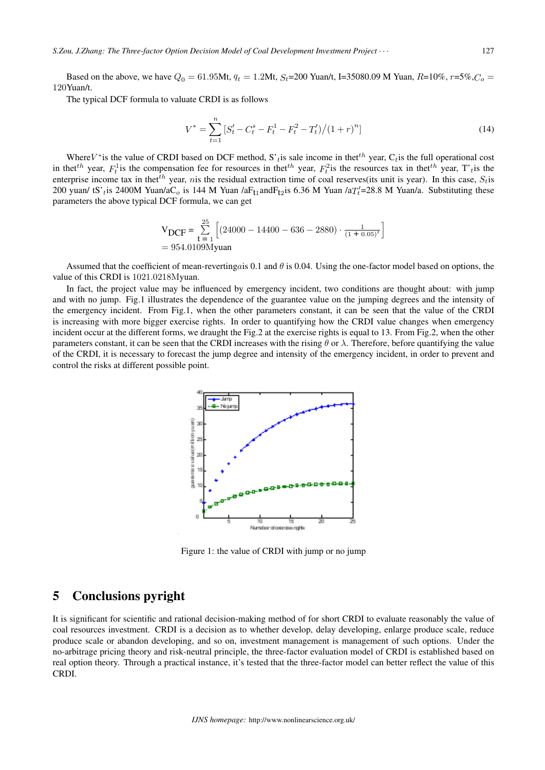Based on the above, we have $Q_0 = 61.95$Mt, $q_t = 1.2$Mt, $S_t$=200 Yuan/t, I=35080.09 M Yuan, $R$=10%, $r$=5%,$C_o$ = 120Yuan/t.

The typical DCF formula to valuate CRDI is as follows

$$V^* = \sum_{t=1}^{n}[S'_t - C^s_t - F^1_t - F^2_t - T'_t)/(1+r)^n] \tag{14}$$

Where$V^*$is the value of CRDI based on DCF method, S'$_t$is sale income in the$^{th}$ year, C$_t$is the full operational cost in the$^{th}$ year, $F^1_t$is the compensation fee for resources in the$^{th}$ year, $F^2_t$is the resources tax in the$^{th}$ year, T'$_t$is the enterprise income tax in the$^{th}$ year, $n$is the residual extraction time of coal reserves(its unit is year). In this case, $S_t$is 200 yuan/ tS'$_t$is 2400M Yuan/aC$_o$ is 144 M Yuan /aF$_{t1}$andF$_{t2}$is 6.36 M Yuan /a$T'_t$=28.8 M Yuan/a. Substituting these parameters the above typical DCF formula, we can get

$$\mathrm{V_{DCF}} = \sum_{t=1}^{25}\left[(24000 - 14400 - 636 - 2880)\cdot\frac{1}{(1+0.05)^t}\right]$$
$$= 954.0109\text{Myuan}$$

Assumed that the coefficient of mean-reverting$a$is 0.1 and $\theta$ is 0.04. Using the one-factor model based on options, the value of this CRDI is 1021.0218Myuan.

In fact, the project value may be influenced by emergency incident, two conditions are thought about: with jump and with no jump. Fig.1 illustrates the dependence of the guarantee value on the jumping degrees and the intensity of the emergency incident. From Fig.1, when the other parameters constant, it can be seen that the value of the CRDI is increasing with more bigger exercise rights. In order to quantifying how the CRDI value changes when emergency incident occur at the different forms, we draught the Fig.2 at the exercise rights is equal to 13. From Fig.2, when the other parameters constant, it can be seen that the CRDI increases with the rising $\theta$ or $\lambda$. Therefore, before quantifying the value of the CRDI, it is necessary to forecast the jump degree and intensity of the emergency incident, in order to prevent and control the risks at different possible point.

Figure 1: the value of CRDI with jump or no jump

## 5 Conclusions pyright

It is significant for scientific and rational decision-making method of for short CRDI to evaluate reasonably the value of coal resources investment. CRDI is a decision as to whether develop, delay developing, enlarge produce scale, reduce produce scale or abandon developing, and so on, investment management is management of such options. Under the no-arbitrage pricing theory and risk-neutral principle, the three-factor evaluation model of CRDI is established based on real option theory. Through a practical instance, it's tested that the three-factor model can better reflect the value of this CRDI.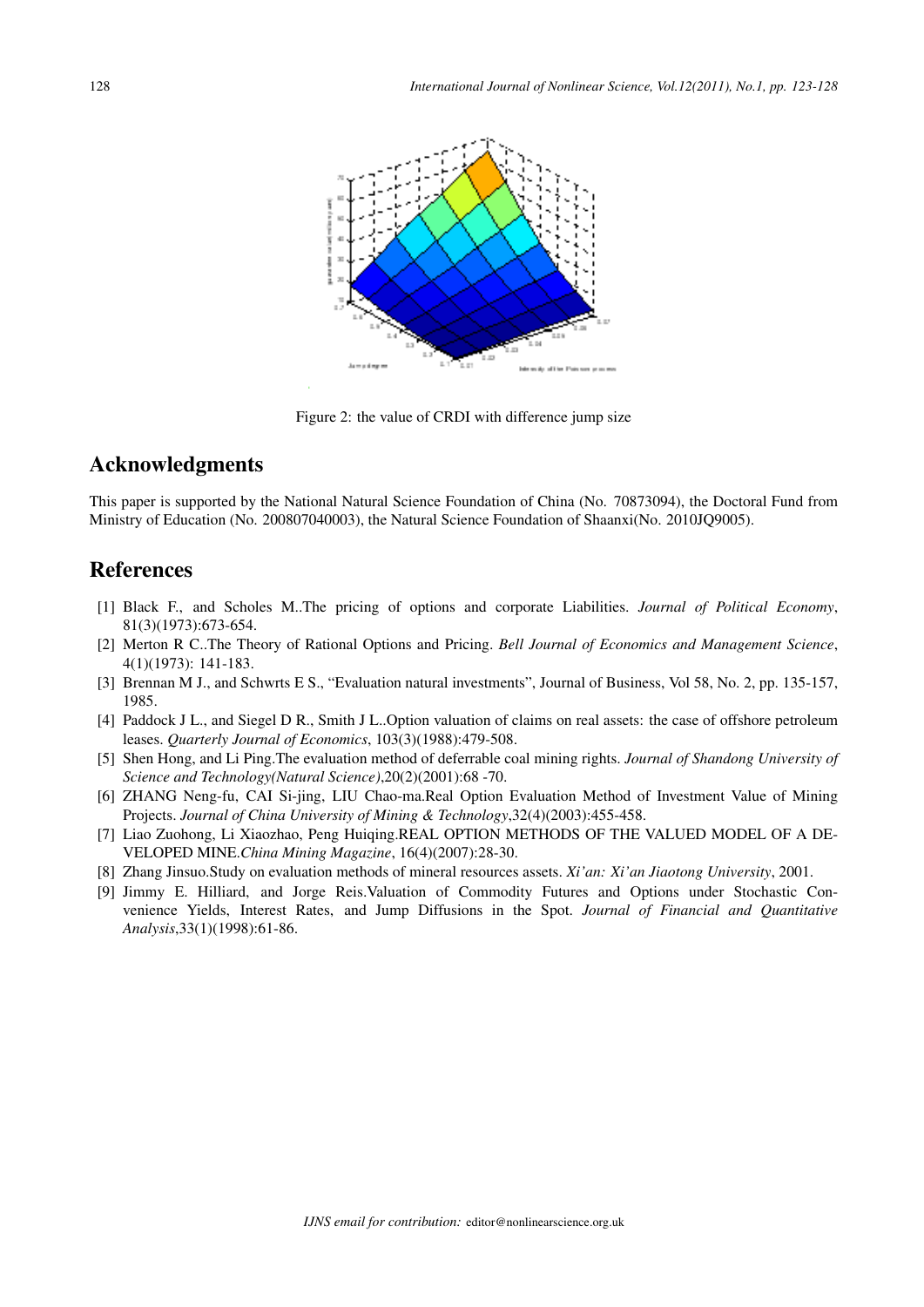Figure 2: the value of CRDI with difference jump size

## Acknowledgments

This paper is supported by the National Natural Science Foundation of China (No. 70873094), the Doctoral Fund from Ministry of Education (No. 200807040003), the Natural Science Foundation of Shaanxi(No. 2010JQ9005).

## References

[1] Black F., and Scholes M..The pricing of options and corporate Liabilities. *Journal of Political Economy*, 81(3)(1973):673-654.

[2] Merton R C..The Theory of Rational Options and Pricing. *Bell Journal of Economics and Management Science*, 4(1)(1973): 141-183.

[3] Brennan M J., and Schwrts E S., "Evaluation natural investments", Journal of Business, Vol 58, No. 2, pp. 135-157, 1985.

[4] Paddock J L., and Siegel D R., Smith J L..Option valuation of claims on real assets: the case of offshore petroleum leases. *Quarterly Journal of Economics*, 103(3)(1988):479-508.

[5] Shen Hong, and Li Ping.The evaluation method of deferrable coal mining rights. *Journal of Shandong University of Science and Technology(Natural Science)*,20(2)(2001):68 -70.

[6] ZHANG Neng-fu, CAI Si-jing, LIU Chao-ma.Real Option Evaluation Method of Investment Value of Mining Projects. *Journal of China University of Mining & Technology*,32(4)(2003):455-458.

[7] Liao Zuohong, Li Xiaozhao, Peng Huiqing.REAL OPTION METHODS OF THE VALUED MODEL OF A DEVELOPED MINE.*China Mining Magazine*, 16(4)(2007):28-30.

[8] Zhang Jinsuo.Study on evaluation methods of mineral resources assets. *Xi'an: Xi'an Jiaotong University*, 2001.

[9] Jimmy E. Hilliard, and Jorge Reis.Valuation of Commodity Futures and Options under Stochastic Convenience Yields, Interest Rates, and Jump Diffusions in the Spot. *Journal of Financial and Quantitative Analysis*,33(1)(1998):61-86.